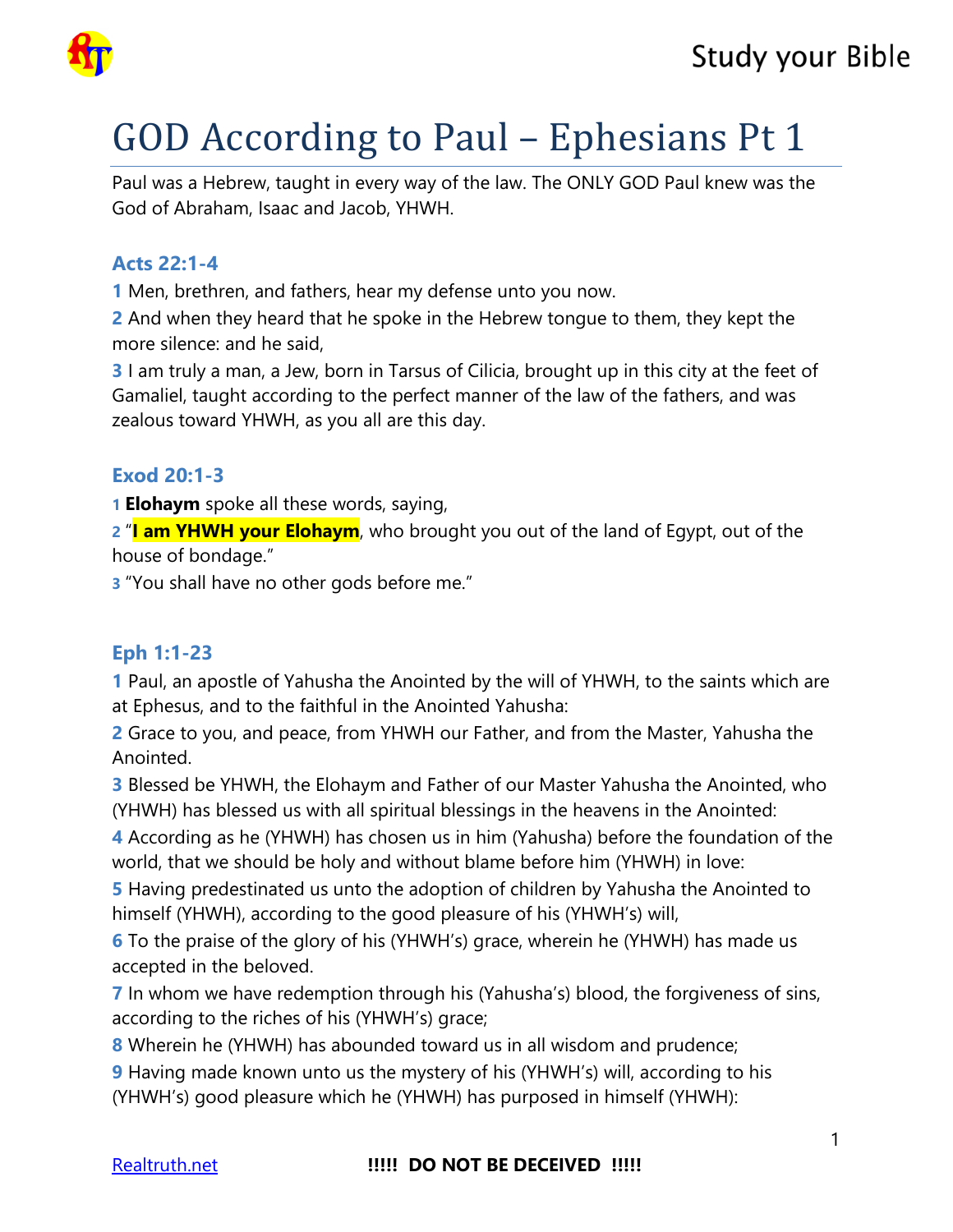# GOD According to Paul – Ephesians Pt 1

Paul was a Hebrew, taught in every way of the law. The ONLY GOD Paul knew was the God of Abraham, Isaac and Jacob, YHWH.

### Acts 22:1-4

**1** Men, brethren, and fathers, hear my defense unto you now.

**2** And when they heard that he spoke in the Hebrew tongue to them, they kept the more silence: and he said,

**3** I am truly a man, a Jew, born in Tarsus of Cilicia, brought up in this city at the feet of Gamaliel, taught according to the perfect manner of the law of the fathers, and was zealous toward YHWH, as you all are this day.

### Exod 20:1-3

**1** **Elohaym** spoke all these words, saying,

**2** "**I am YHWH your Elohaym**, who brought you out of the land of Egypt, out of the house of bondage."

**3** "You shall have no other gods before me."

### Eph 1:1-23

**1** Paul, an apostle of Yahusha the Anointed by the will of YHWH, to the saints which are at Ephesus, and to the faithful in the Anointed Yahusha:

**2** Grace to you, and peace, from YHWH our Father, and from the Master, Yahusha the Anointed.

**3** Blessed be YHWH, the Elohaym and Father of our Master Yahusha the Anointed, who (YHWH) has blessed us with all spiritual blessings in the heavens in the Anointed:

**4** According as he (YHWH) has chosen us in him (Yahusha) before the foundation of the world, that we should be holy and without blame before him (YHWH) in love:

**5** Having predestinated us unto the adoption of children by Yahusha the Anointed to himself (YHWH), according to the good pleasure of his (YHWH's) will,

**6** To the praise of the glory of his (YHWH's) grace, wherein he (YHWH) has made us accepted in the beloved.

**7** In whom we have redemption through his (Yahusha's) blood, the forgiveness of sins, according to the riches of his (YHWH's) grace;

**8** Wherein he (YHWH) has abounded toward us in all wisdom and prudence;

**9** Having made known unto us the mystery of his (YHWH's) will, according to his (YHWH's) good pleasure which he (YHWH) has purposed in himself (YHWH):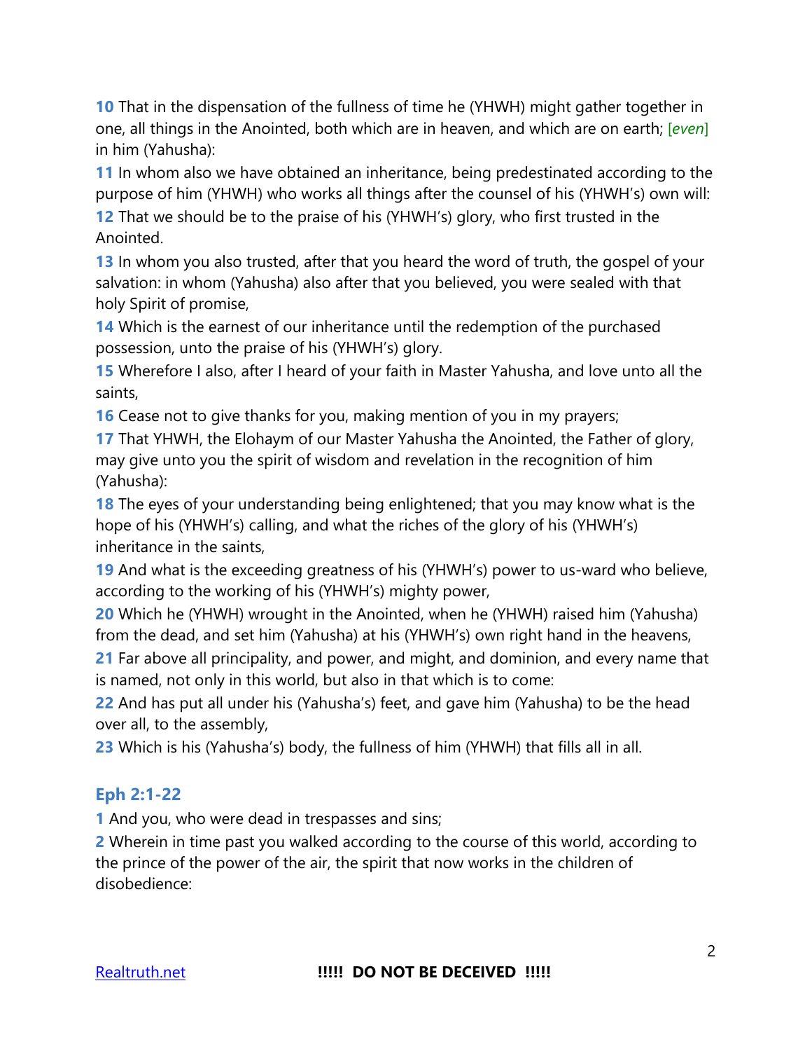**10** That in the dispensation of the fullness of time he (YHWH) might gather together in one, all things in the Anointed, both which are in heaven, and which are on earth; [*even*] in him (Yahusha):

**11** In whom also we have obtained an inheritance, being predestinated according to the purpose of him (YHWH) who works all things after the counsel of his (YHWH's) own will:

**12** That we should be to the praise of his (YHWH's) glory, who first trusted in the Anointed.

**13** In whom you also trusted, after that you heard the word of truth, the gospel of your salvation: in whom (Yahusha) also after that you believed, you were sealed with that holy Spirit of promise,

**14** Which is the earnest of our inheritance until the redemption of the purchased possession, unto the praise of his (YHWH's) glory.

**15** Wherefore I also, after I heard of your faith in Master Yahusha, and love unto all the saints,

**16** Cease not to give thanks for you, making mention of you in my prayers;

**17** That YHWH, the Elohaym of our Master Yahusha the Anointed, the Father of glory, may give unto you the spirit of wisdom and revelation in the recognition of him (Yahusha):

**18** The eyes of your understanding being enlightened; that you may know what is the hope of his (YHWH's) calling, and what the riches of the glory of his (YHWH's) inheritance in the saints,

**19** And what is the exceeding greatness of his (YHWH's) power to us-ward who believe, according to the working of his (YHWH's) mighty power,

**20** Which he (YHWH) wrought in the Anointed, when he (YHWH) raised him (Yahusha) from the dead, and set him (Yahusha) at his (YHWH's) own right hand in the heavens,

**21** Far above all principality, and power, and might, and dominion, and every name that is named, not only in this world, but also in that which is to come:

**22** And has put all under his (Yahusha's) feet, and gave him (Yahusha) to be the head over all, to the assembly,

**23** Which is his (Yahusha's) body, the fullness of him (YHWH) that fills all in all.

## Eph 2:1-22

**1** And you, who were dead in trespasses and sins;

**2** Wherein in time past you walked according to the course of this world, according to the prince of the power of the air, the spirit that now works in the children of disobedience: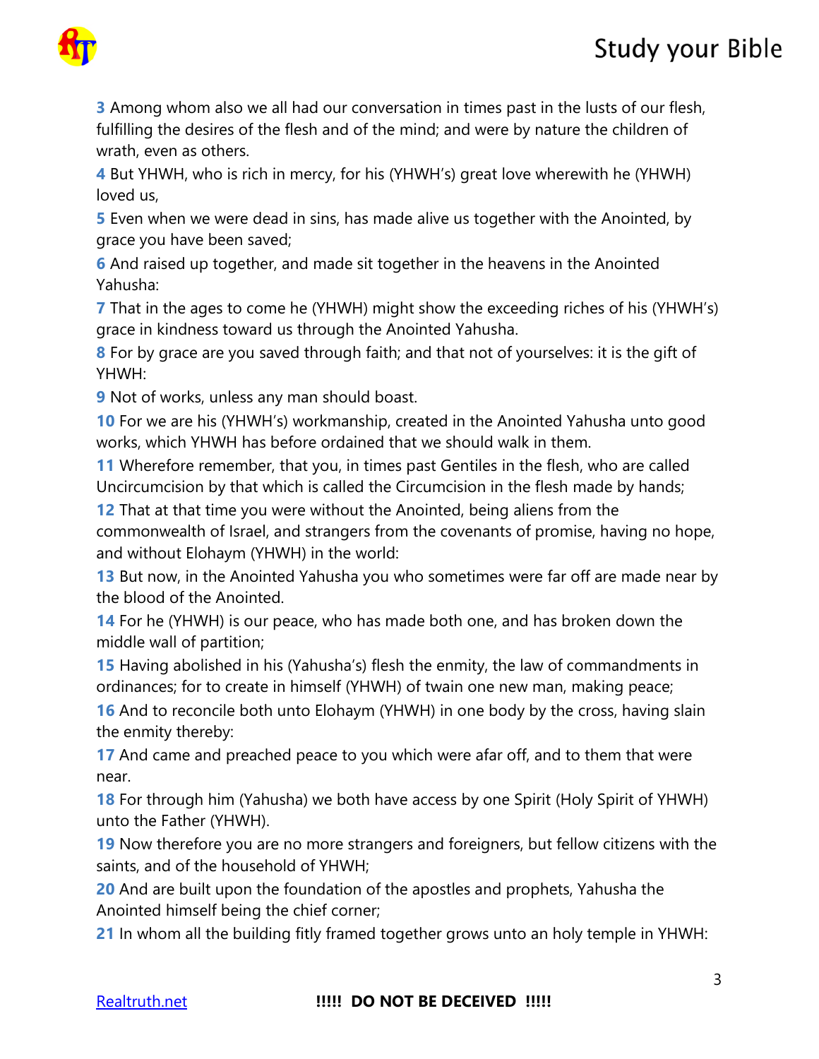**3** Among whom also we all had our conversation in times past in the lusts of our flesh, fulfilling the desires of the flesh and of the mind; and were by nature the children of wrath, even as others.

**4** But YHWH, who is rich in mercy, for his (YHWH's) great love wherewith he (YHWH) loved us,

**5** Even when we were dead in sins, has made alive us together with the Anointed, by grace you have been saved;

**6** And raised up together, and made sit together in the heavens in the Anointed Yahusha:

**7** That in the ages to come he (YHWH) might show the exceeding riches of his (YHWH's) grace in kindness toward us through the Anointed Yahusha.

**8** For by grace are you saved through faith; and that not of yourselves: it is the gift of YHWH:

**9** Not of works, unless any man should boast.

**10** For we are his (YHWH's) workmanship, created in the Anointed Yahusha unto good works, which YHWH has before ordained that we should walk in them.

**11** Wherefore remember, that you, in times past Gentiles in the flesh, who are called Uncircumcision by that which is called the Circumcision in the flesh made by hands;

**12** That at that time you were without the Anointed, being aliens from the commonwealth of Israel, and strangers from the covenants of promise, having no hope, and without Elohaym (YHWH) in the world:

**13** But now, in the Anointed Yahusha you who sometimes were far off are made near by the blood of the Anointed.

**14** For he (YHWH) is our peace, who has made both one, and has broken down the middle wall of partition;

**15** Having abolished in his (Yahusha's) flesh the enmity, the law of commandments in ordinances; for to create in himself (YHWH) of twain one new man, making peace;

**16** And to reconcile both unto Elohaym (YHWH) in one body by the cross, having slain the enmity thereby:

**17** And came and preached peace to you which were afar off, and to them that were near.

**18** For through him (Yahusha) we both have access by one Spirit (Holy Spirit of YHWH) unto the Father (YHWH).

**19** Now therefore you are no more strangers and foreigners, but fellow citizens with the saints, and of the household of YHWH;

**20** And are built upon the foundation of the apostles and prophets, Yahusha the Anointed himself being the chief corner;

**21** In whom all the building fitly framed together grows unto an holy temple in YHWH: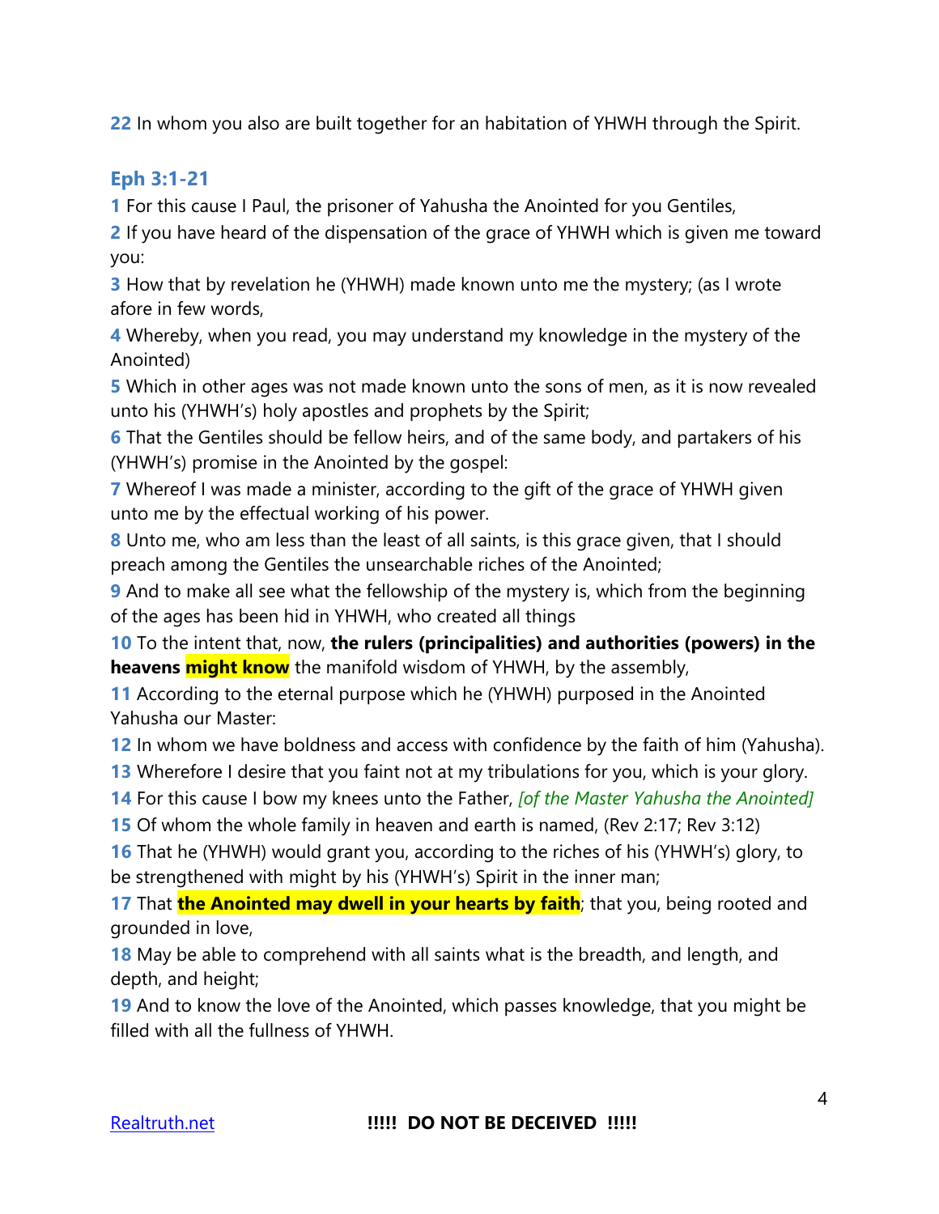**22** In whom you also are built together for an habitation of YHWH through the Spirit.

### Eph 3:1-21

**1** For this cause I Paul, the prisoner of Yahusha the Anointed for you Gentiles,

**2** If you have heard of the dispensation of the grace of YHWH which is given me toward you:

**3** How that by revelation he (YHWH) made known unto me the mystery; (as I wrote afore in few words,

**4** Whereby, when you read, you may understand my knowledge in the mystery of the Anointed)

**5** Which in other ages was not made known unto the sons of men, as it is now revealed unto his (YHWH's) holy apostles and prophets by the Spirit;

**6** That the Gentiles should be fellow heirs, and of the same body, and partakers of his (YHWH's) promise in the Anointed by the gospel:

**7** Whereof I was made a minister, according to the gift of the grace of YHWH given unto me by the effectual working of his power.

**8** Unto me, who am less than the least of all saints, is this grace given, that I should preach among the Gentiles the unsearchable riches of the Anointed;

**9** And to make all see what the fellowship of the mystery is, which from the beginning of the ages has been hid in YHWH, who created all things

**10** To the intent that, now, **the rulers (principalities) and authorities (powers) in the heavens might know** the manifold wisdom of YHWH, by the assembly,

**11** According to the eternal purpose which he (YHWH) purposed in the Anointed Yahusha our Master:

**12** In whom we have boldness and access with confidence by the faith of him (Yahusha).

**13** Wherefore I desire that you faint not at my tribulations for you, which is your glory.

**14** For this cause I bow my knees unto the Father, *[of the Master Yahusha the Anointed]*

**15** Of whom the whole family in heaven and earth is named, (Rev 2:17; Rev 3:12)

**16** That he (YHWH) would grant you, according to the riches of his (YHWH's) glory, to be strengthened with might by his (YHWH's) Spirit in the inner man;

**17** That **the Anointed may dwell in your hearts by faith**; that you, being rooted and grounded in love,

**18** May be able to comprehend with all saints what is the breadth, and length, and depth, and height;

**19** And to know the love of the Anointed, which passes knowledge, that you might be filled with all the fullness of YHWH.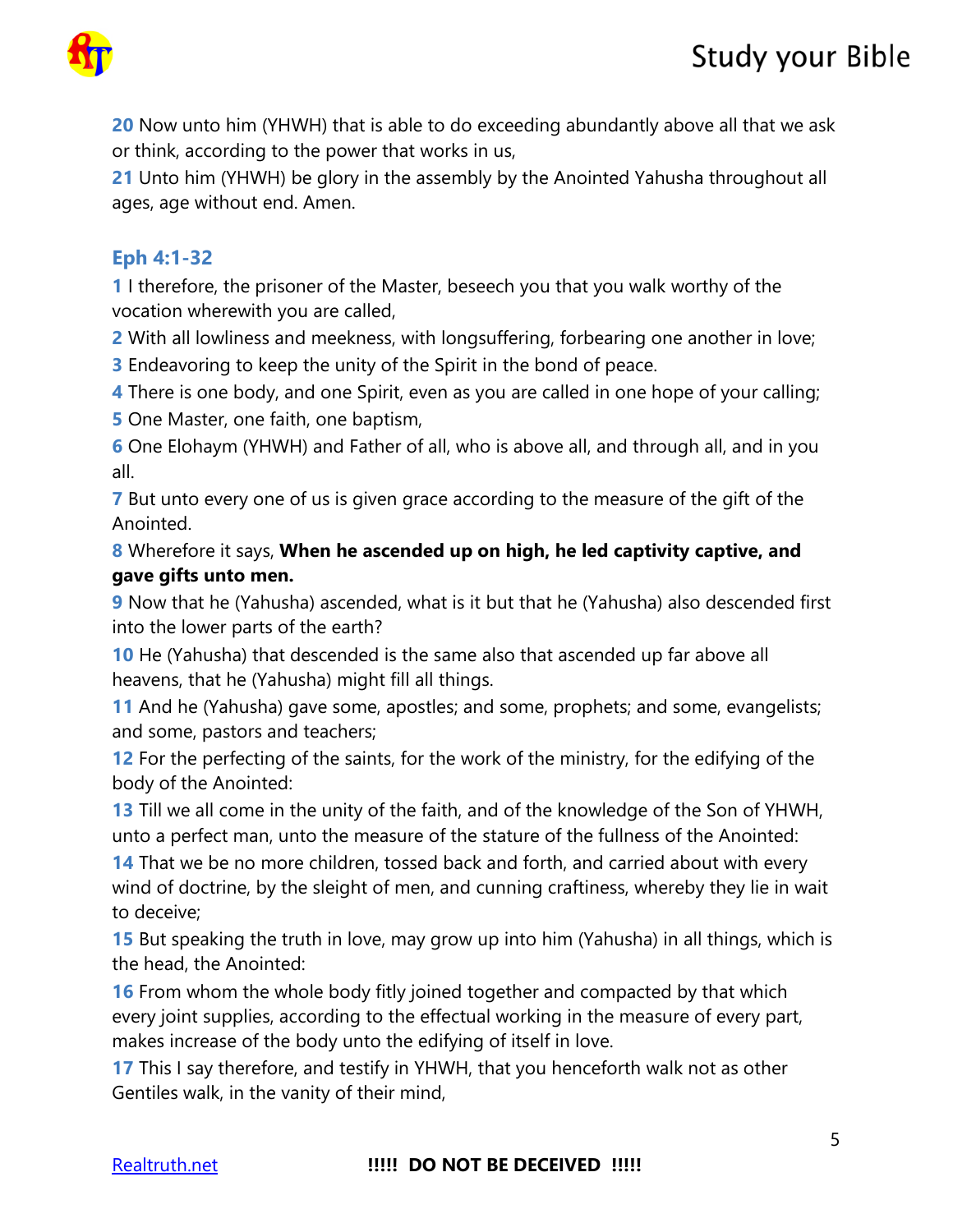**20** Now unto him (YHWH) that is able to do exceeding abundantly above all that we ask or think, according to the power that works in us,

**21** Unto him (YHWH) be glory in the assembly by the Anointed Yahusha throughout all ages, age without end. Amen.

### Eph 4:1-32

**1** I therefore, the prisoner of the Master, beseech you that you walk worthy of the vocation wherewith you are called,

**2** With all lowliness and meekness, with longsuffering, forbearing one another in love;

**3** Endeavoring to keep the unity of the Spirit in the bond of peace.

**4** There is one body, and one Spirit, even as you are called in one hope of your calling;

**5** One Master, one faith, one baptism,

**6** One Elohaym (YHWH) and Father of all, who is above all, and through all, and in you all.

**7** But unto every one of us is given grace according to the measure of the gift of the Anointed.

**8** Wherefore it says, **When he ascended up on high, he led captivity captive, and gave gifts unto men.**

**9** Now that he (Yahusha) ascended, what is it but that he (Yahusha) also descended first into the lower parts of the earth?

**10** He (Yahusha) that descended is the same also that ascended up far above all heavens, that he (Yahusha) might fill all things.

**11** And he (Yahusha) gave some, apostles; and some, prophets; and some, evangelists; and some, pastors and teachers;

**12** For the perfecting of the saints, for the work of the ministry, for the edifying of the body of the Anointed:

**13** Till we all come in the unity of the faith, and of the knowledge of the Son of YHWH, unto a perfect man, unto the measure of the stature of the fullness of the Anointed:

**14** That we be no more children, tossed back and forth, and carried about with every wind of doctrine, by the sleight of men, and cunning craftiness, whereby they lie in wait to deceive;

**15** But speaking the truth in love, may grow up into him (Yahusha) in all things, which is the head, the Anointed:

**16** From whom the whole body fitly joined together and compacted by that which every joint supplies, according to the effectual working in the measure of every part, makes increase of the body unto the edifying of itself in love.

**17** This I say therefore, and testify in YHWH, that you henceforth walk not as other Gentiles walk, in the vanity of their mind,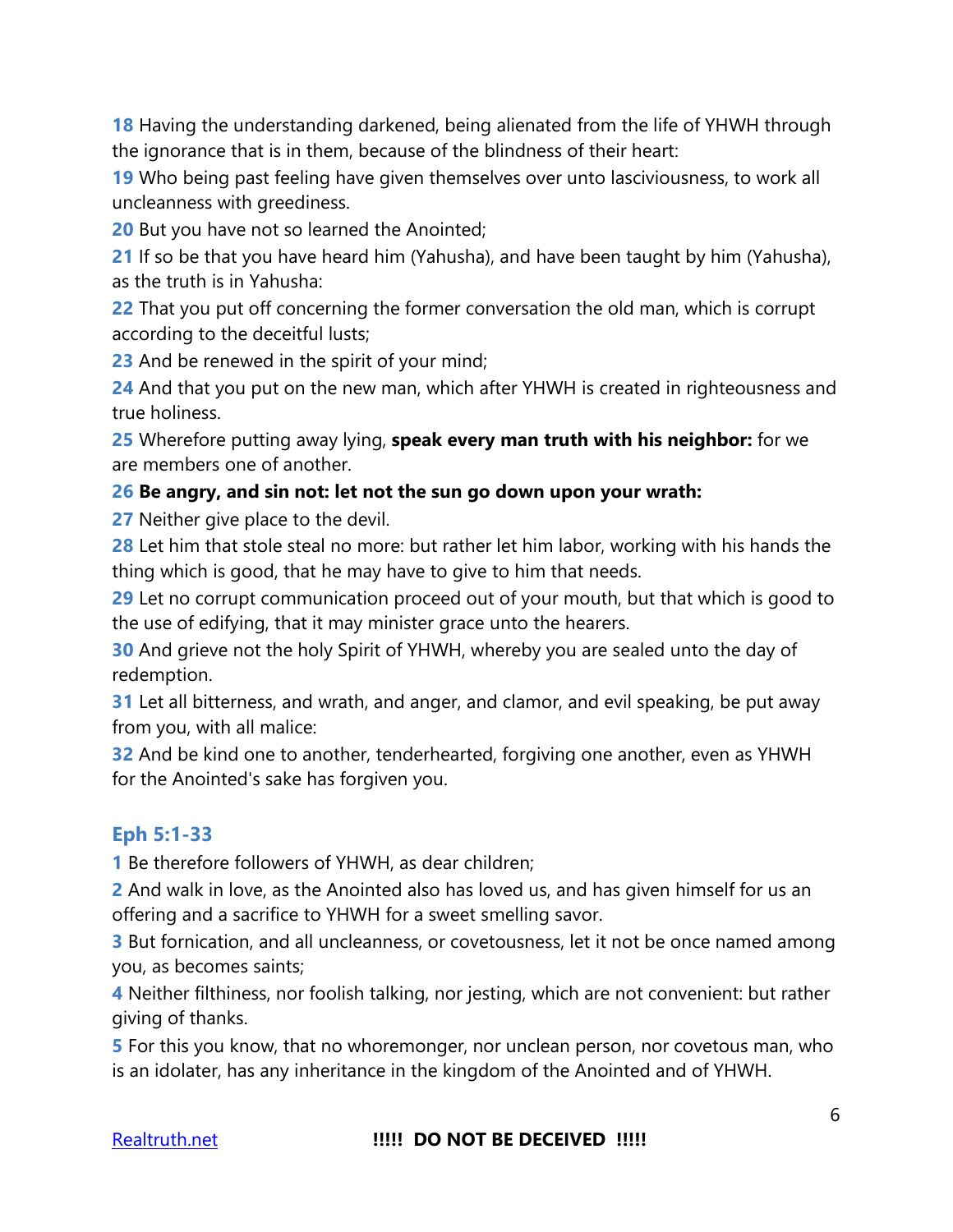**18** Having the understanding darkened, being alienated from the life of YHWH through the ignorance that is in them, because of the blindness of their heart:

**19** Who being past feeling have given themselves over unto lasciviousness, to work all uncleanness with greediness.

**20** But you have not so learned the Anointed;

**21** If so be that you have heard him (Yahusha), and have been taught by him (Yahusha), as the truth is in Yahusha:

**22** That you put off concerning the former conversation the old man, which is corrupt according to the deceitful lusts;

**23** And be renewed in the spirit of your mind;

**24** And that you put on the new man, which after YHWH is created in righteousness and true holiness.

**25** Wherefore putting away lying, **speak every man truth with his neighbor:** for we are members one of another.

**26** **Be angry, and sin not: let not the sun go down upon your wrath:**

**27** Neither give place to the devil.

**28** Let him that stole steal no more: but rather let him labor, working with his hands the thing which is good, that he may have to give to him that needs.

**29** Let no corrupt communication proceed out of your mouth, but that which is good to the use of edifying, that it may minister grace unto the hearers.

**30** And grieve not the holy Spirit of YHWH, whereby you are sealed unto the day of redemption.

**31** Let all bitterness, and wrath, and anger, and clamor, and evil speaking, be put away from you, with all malice:

**32** And be kind one to another, tenderhearted, forgiving one another, even as YHWH for the Anointed's sake has forgiven you.

## Eph 5:1-33

**1** Be therefore followers of YHWH, as dear children;

**2** And walk in love, as the Anointed also has loved us, and has given himself for us an offering and a sacrifice to YHWH for a sweet smelling savor.

**3** But fornication, and all uncleanness, or covetousness, let it not be once named among you, as becomes saints;

**4** Neither filthiness, nor foolish talking, nor jesting, which are not convenient: but rather giving of thanks.

**5** For this you know, that no whoremonger, nor unclean person, nor covetous man, who is an idolater, has any inheritance in the kingdom of the Anointed and of YHWH.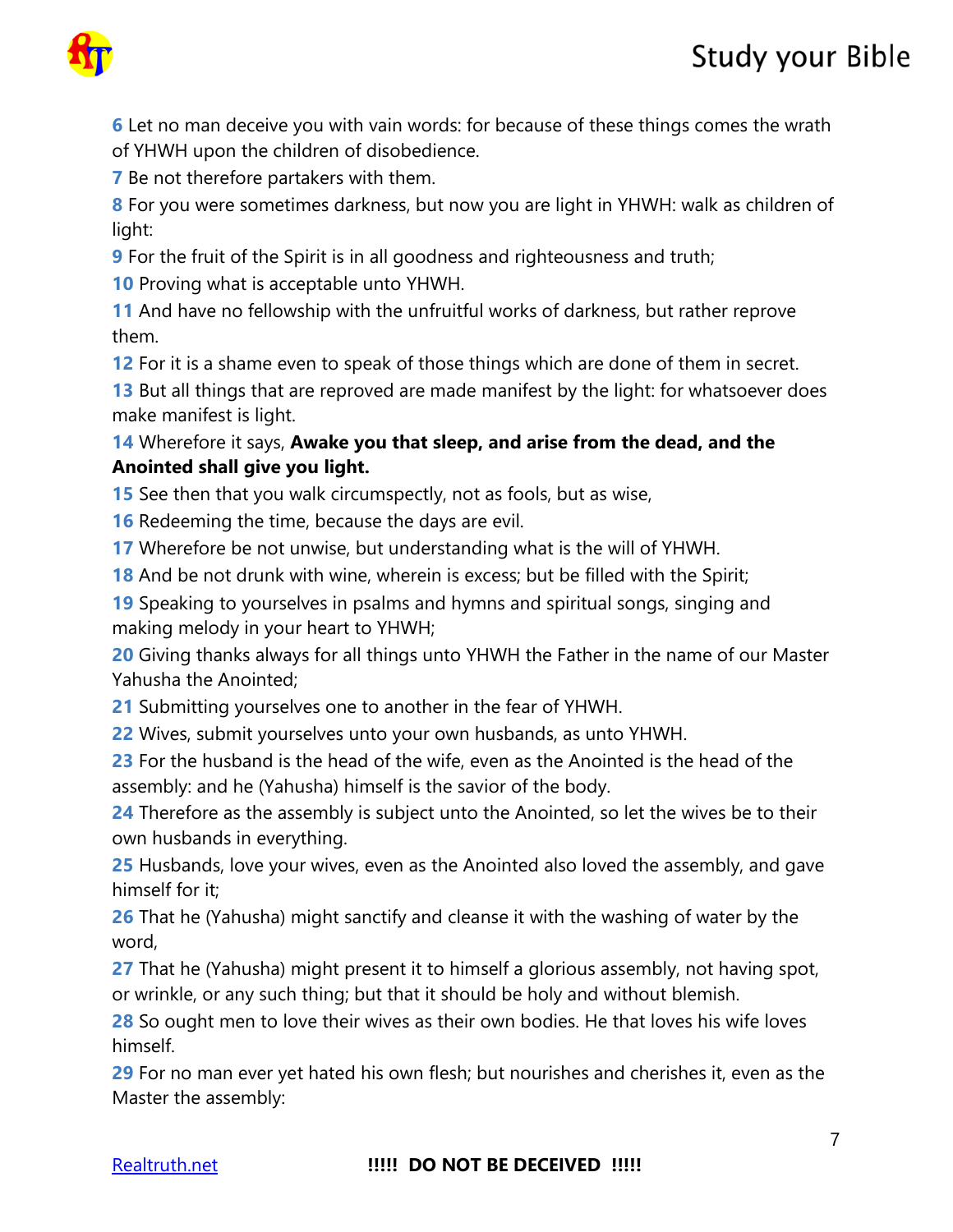**6** Let no man deceive you with vain words: for because of these things comes the wrath of YHWH upon the children of disobedience.

**7** Be not therefore partakers with them.

**8** For you were sometimes darkness, but now you are light in YHWH: walk as children of light:

**9** For the fruit of the Spirit is in all goodness and righteousness and truth;

**10** Proving what is acceptable unto YHWH.

**11** And have no fellowship with the unfruitful works of darkness, but rather reprove them.

**12** For it is a shame even to speak of those things which are done of them in secret.

**13** But all things that are reproved are made manifest by the light: for whatsoever does make manifest is light.

**14** Wherefore it says, **Awake you that sleep, and arise from the dead, and the Anointed shall give you light.**

**15** See then that you walk circumspectly, not as fools, but as wise,

**16** Redeeming the time, because the days are evil.

**17** Wherefore be not unwise, but understanding what is the will of YHWH.

**18** And be not drunk with wine, wherein is excess; but be filled with the Spirit;

**19** Speaking to yourselves in psalms and hymns and spiritual songs, singing and making melody in your heart to YHWH;

**20** Giving thanks always for all things unto YHWH the Father in the name of our Master Yahusha the Anointed;

**21** Submitting yourselves one to another in the fear of YHWH.

**22** Wives, submit yourselves unto your own husbands, as unto YHWH.

**23** For the husband is the head of the wife, even as the Anointed is the head of the assembly: and he (Yahusha) himself is the savior of the body.

**24** Therefore as the assembly is subject unto the Anointed, so let the wives be to their own husbands in everything.

**25** Husbands, love your wives, even as the Anointed also loved the assembly, and gave himself for it;

**26** That he (Yahusha) might sanctify and cleanse it with the washing of water by the word,

**27** That he (Yahusha) might present it to himself a glorious assembly, not having spot, or wrinkle, or any such thing; but that it should be holy and without blemish.

**28** So ought men to love their wives as their own bodies. He that loves his wife loves himself.

**29** For no man ever yet hated his own flesh; but nourishes and cherishes it, even as the Master the assembly: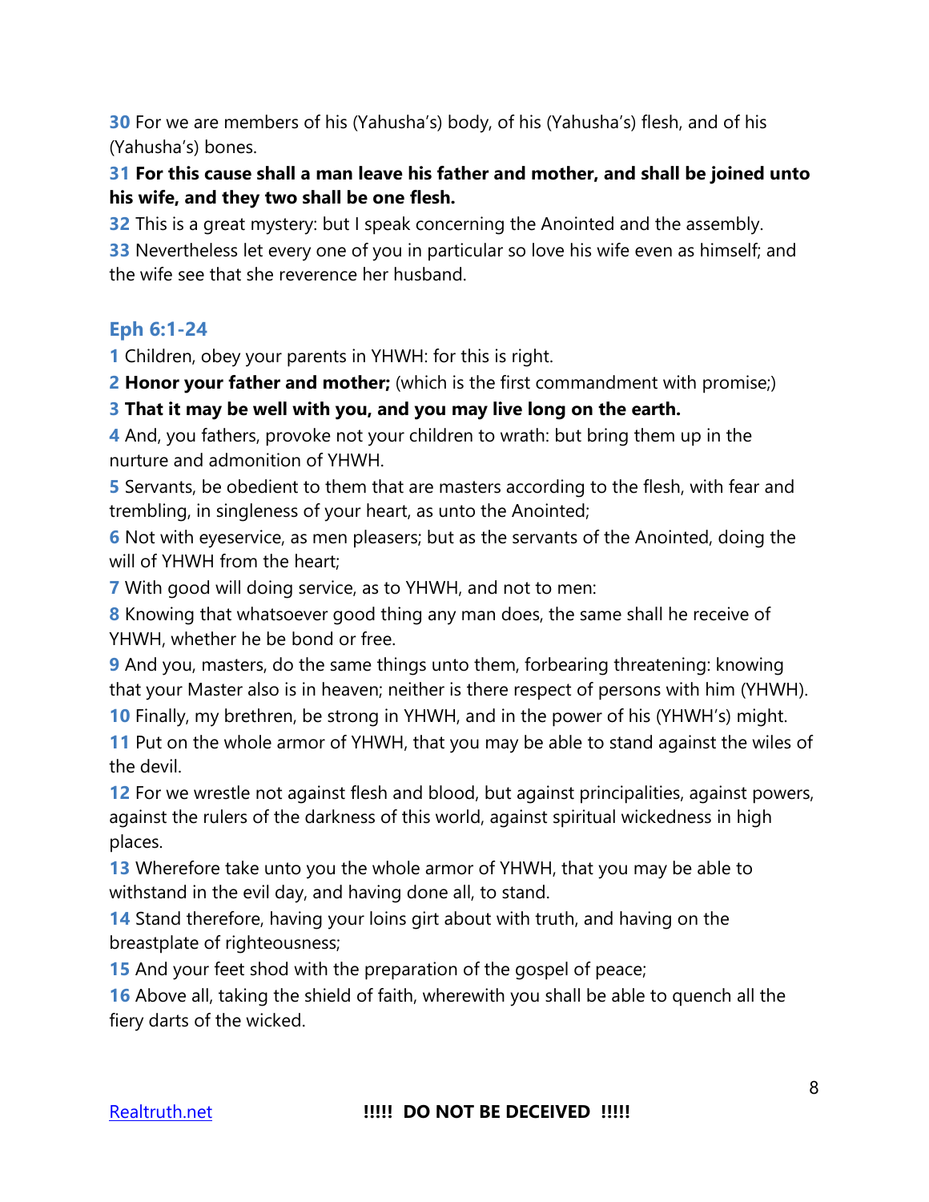**30** For we are members of his (Yahusha's) body, of his (Yahusha's) flesh, and of his (Yahusha's) bones.

**31 For this cause shall a man leave his father and mother, and shall be joined unto his wife, and they two shall be one flesh.**

**32** This is a great mystery: but I speak concerning the Anointed and the assembly.

**33** Nevertheless let every one of you in particular so love his wife even as himself; and the wife see that she reverence her husband.

### Eph 6:1-24

**1** Children, obey your parents in YHWH: for this is right.

**2 Honor your father and mother;** (which is the first commandment with promise;)

**3 That it may be well with you, and you may live long on the earth.**

**4** And, you fathers, provoke not your children to wrath: but bring them up in the nurture and admonition of YHWH.

**5** Servants, be obedient to them that are masters according to the flesh, with fear and trembling, in singleness of your heart, as unto the Anointed;

**6** Not with eyeservice, as men pleasers; but as the servants of the Anointed, doing the will of YHWH from the heart;

**7** With good will doing service, as to YHWH, and not to men:

**8** Knowing that whatsoever good thing any man does, the same shall he receive of YHWH, whether he be bond or free.

**9** And you, masters, do the same things unto them, forbearing threatening: knowing that your Master also is in heaven; neither is there respect of persons with him (YHWH).

**10** Finally, my brethren, be strong in YHWH, and in the power of his (YHWH's) might.

**11** Put on the whole armor of YHWH, that you may be able to stand against the wiles of the devil.

**12** For we wrestle not against flesh and blood, but against principalities, against powers, against the rulers of the darkness of this world, against spiritual wickedness in high places.

**13** Wherefore take unto you the whole armor of YHWH, that you may be able to withstand in the evil day, and having done all, to stand.

**14** Stand therefore, having your loins girt about with truth, and having on the breastplate of righteousness;

**15** And your feet shod with the preparation of the gospel of peace;

**16** Above all, taking the shield of faith, wherewith you shall be able to quench all the fiery darts of the wicked.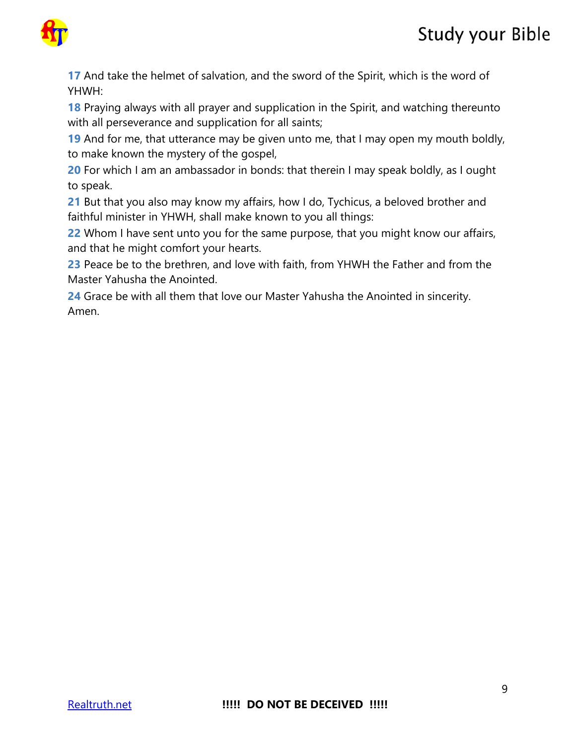**17** And take the helmet of salvation, and the sword of the Spirit, which is the word of YHWH:

**18** Praying always with all prayer and supplication in the Spirit, and watching thereunto with all perseverance and supplication for all saints;

**19** And for me, that utterance may be given unto me, that I may open my mouth boldly, to make known the mystery of the gospel,

**20** For which I am an ambassador in bonds: that therein I may speak boldly, as I ought to speak.

**21** But that you also may know my affairs, how I do, Tychicus, a beloved brother and faithful minister in YHWH, shall make known to you all things:

**22** Whom I have sent unto you for the same purpose, that you might know our affairs, and that he might comfort your hearts.

**23** Peace be to the brethren, and love with faith, from YHWH the Father and from the Master Yahusha the Anointed.

**24** Grace be with all them that love our Master Yahusha the Anointed in sincerity. Amen.